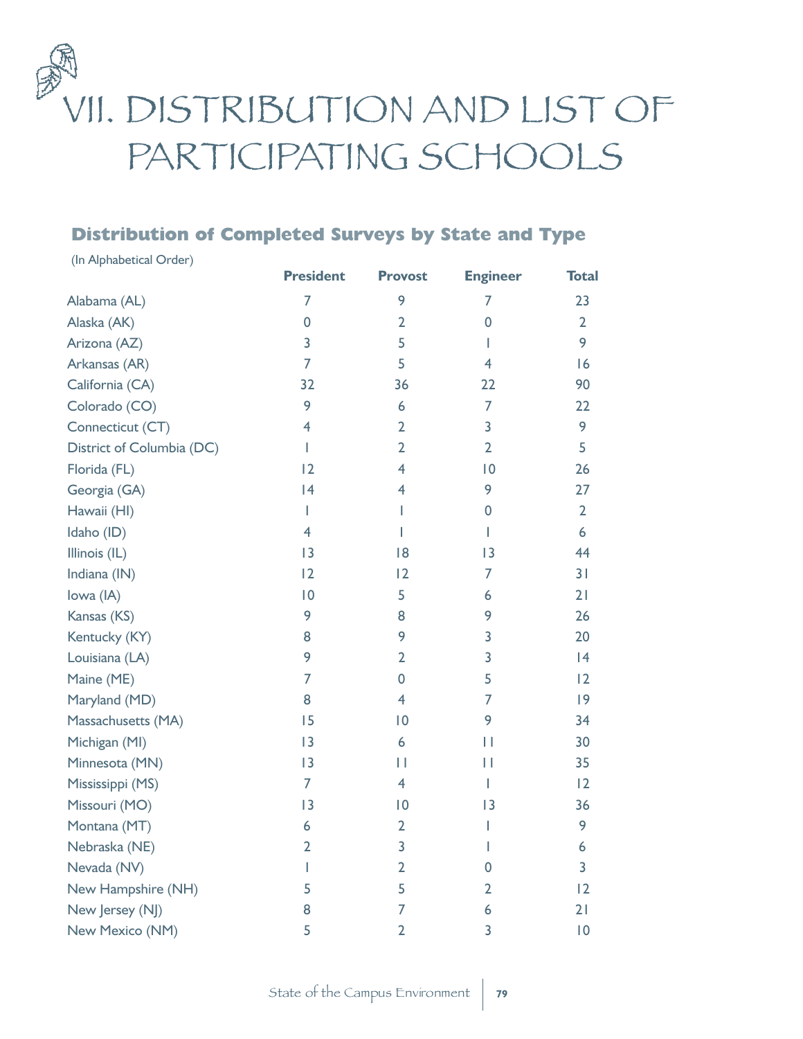# VII. DISTRIBUTION AND LIST OF PARTICIPATING SCHOOLS

## Distribution of Completed Surveys by State and Type

(In Alphabetical Order)

| | President | Provost | Engineer | Total |
|---|---|---|---|---|
| Alabama (AL) | 7 | 9 | 7 | 23 |
| Alaska (AK) | 0 | 2 | 0 | 2 |
| Arizona (AZ) | 3 | 5 | 1 | 9 |
| Arkansas (AR) | 7 | 5 | 4 | 16 |
| California (CA) | 32 | 36 | 22 | 90 |
| Colorado (CO) | 9 | 6 | 7 | 22 |
| Connecticut (CT) | 4 | 2 | 3 | 9 |
| District of Columbia (DC) | 1 | 2 | 2 | 5 |
| Florida (FL) | 12 | 4 | 10 | 26 |
| Georgia (GA) | 14 | 4 | 9 | 27 |
| Hawaii (HI) | 1 | 1 | 0 | 2 |
| Idaho (ID) | 4 | 1 | 1 | 6 |
| Illinois (IL) | 13 | 18 | 13 | 44 |
| Indiana (IN) | 12 | 12 | 7 | 31 |
| Iowa (IA) | 10 | 5 | 6 | 21 |
| Kansas (KS) | 9 | 8 | 9 | 26 |
| Kentucky (KY) | 8 | 9 | 3 | 20 |
| Louisiana (LA) | 9 | 2 | 3 | 14 |
| Maine (ME) | 7 | 0 | 5 | 12 |
| Maryland (MD) | 8 | 4 | 7 | 19 |
| Massachusetts (MA) | 15 | 10 | 9 | 34 |
| Michigan (MI) | 13 | 6 | 11 | 30 |
| Minnesota (MN) | 13 | 11 | 11 | 35 |
| Mississippi (MS) | 7 | 4 | 1 | 12 |
| Missouri (MO) | 13 | 10 | 13 | 36 |
| Montana (MT) | 6 | 2 | 1 | 9 |
| Nebraska (NE) | 2 | 3 | 1 | 6 |
| Nevada (NV) | 1 | 2 | 0 | 3 |
| New Hampshire (NH) | 5 | 5 | 2 | 12 |
| New Jersey (NJ) | 8 | 7 | 6 | 21 |
| New Mexico (NM) | 5 | 2 | 3 | 10 |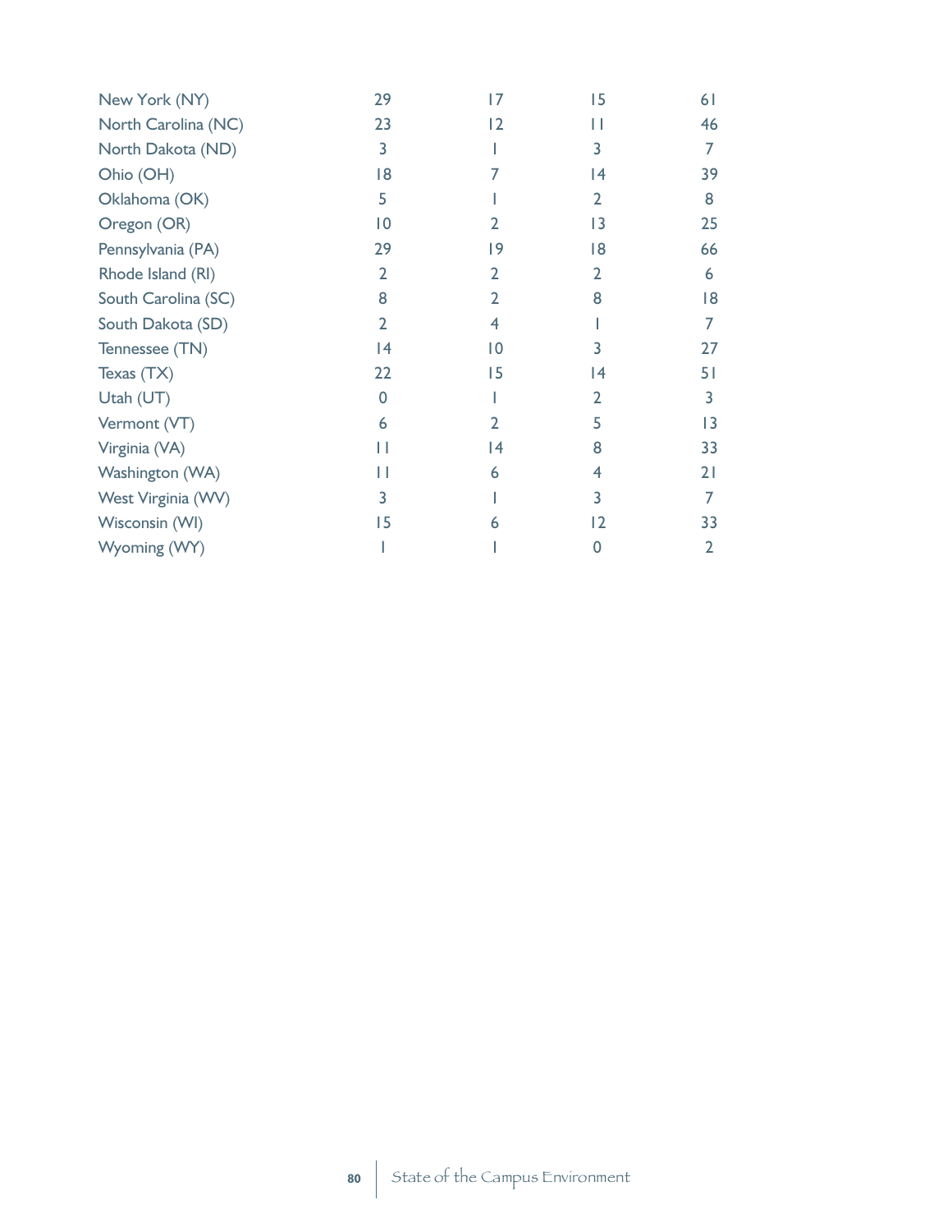| | | | | |
|---|---|---|---|---|
| New York (NY) | 29 | 17 | 15 | 61 |
| North Carolina (NC) | 23 | 12 | 11 | 46 |
| North Dakota (ND) | 3 | 1 | 3 | 7 |
| Ohio (OH) | 18 | 7 | 14 | 39 |
| Oklahoma (OK) | 5 | 1 | 2 | 8 |
| Oregon (OR) | 10 | 2 | 13 | 25 |
| Pennsylvania (PA) | 29 | 19 | 18 | 66 |
| Rhode Island (RI) | 2 | 2 | 2 | 6 |
| South Carolina (SC) | 8 | 2 | 8 | 18 |
| South Dakota (SD) | 2 | 4 | 1 | 7 |
| Tennessee (TN) | 14 | 10 | 3 | 27 |
| Texas (TX) | 22 | 15 | 14 | 51 |
| Utah (UT) | 0 | 1 | 2 | 3 |
| Vermont (VT) | 6 | 2 | 5 | 13 |
| Virginia (VA) | 11 | 14 | 8 | 33 |
| Washington (WA) | 11 | 6 | 4 | 21 |
| West Virginia (WV) | 3 | 1 | 3 | 7 |
| Wisconsin (WI) | 15 | 6 | 12 | 33 |
| Wyoming (WY) | 1 | 1 | 0 | 2 |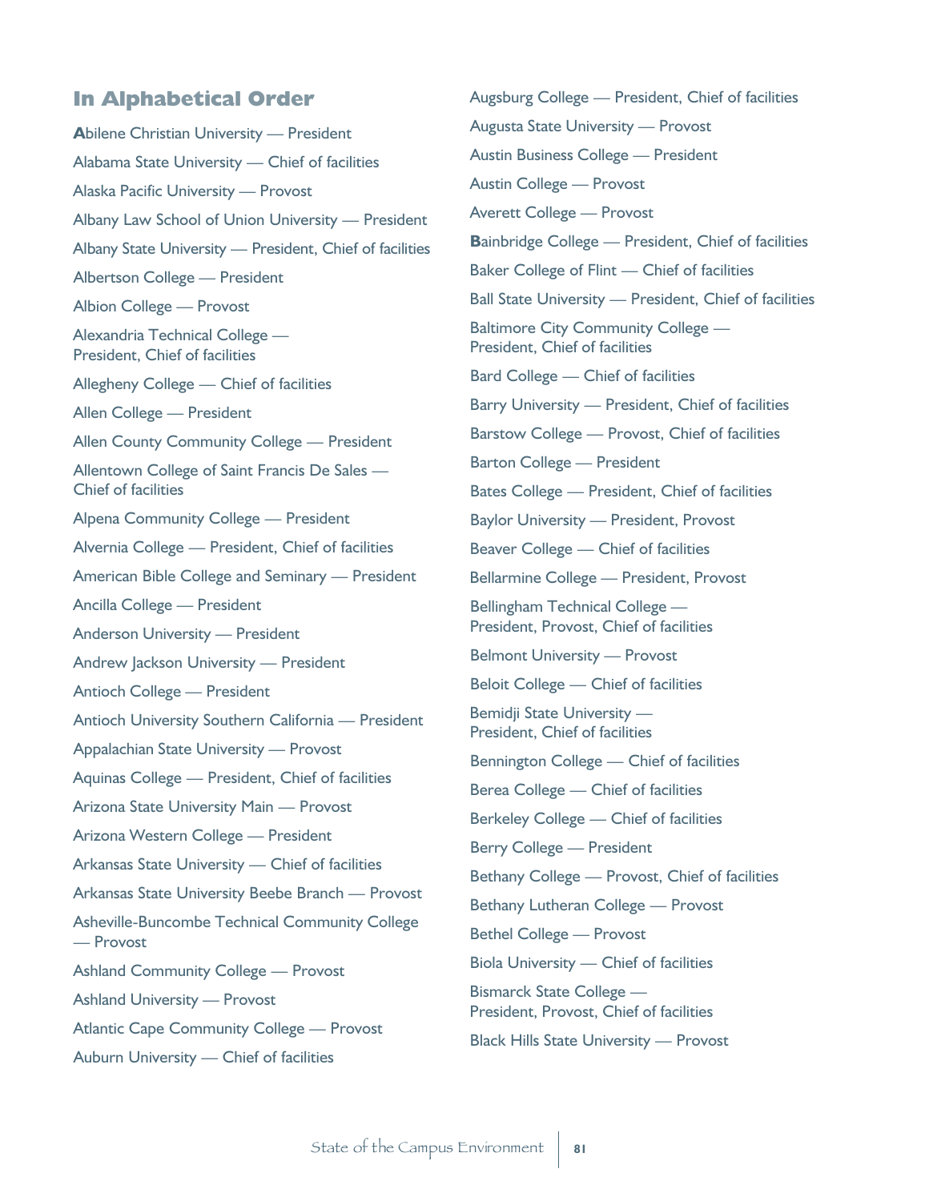## In Alphabetical Order

**A**bilene Christian University — President

Alabama State University — Chief of facilities

Alaska Pacific University — Provost

Albany Law School of Union University — President

Albany State University — President, Chief of facilities

Albertson College — President

Albion College — Provost

Alexandria Technical College — President, Chief of facilities

Allegheny College — Chief of facilities

Allen College — President

Allen County Community College — President

Allentown College of Saint Francis De Sales — Chief of facilities

Alpena Community College — President

Alvernia College — President, Chief of facilities

American Bible College and Seminary — President

Ancilla College — President

Anderson University — President

Andrew Jackson University — President

Antioch College — President

Antioch University Southern California — President

Appalachian State University — Provost

Aquinas College — President, Chief of facilities

Arizona State University Main — Provost

Arizona Western College — President

Arkansas State University — Chief of facilities

Arkansas State University Beebe Branch — Provost

Asheville-Buncombe Technical Community College — Provost

Ashland Community College — Provost

Ashland University — Provost

Atlantic Cape Community College — Provost

Auburn University — Chief of facilities

Augsburg College — President, Chief of facilities

Augusta State University — Provost

Austin Business College — President

Austin College — Provost

Averett College — Provost

**B**ainbridge College — President, Chief of facilities

Baker College of Flint — Chief of facilities

Ball State University — President, Chief of facilities

Baltimore City Community College — President, Chief of facilities

Bard College — Chief of facilities

Barry University — President, Chief of facilities

Barstow College — Provost, Chief of facilities

Barton College — President

Bates College — President, Chief of facilities

Baylor University — President, Provost

Beaver College — Chief of facilities

Bellarmine College — President, Provost

Bellingham Technical College — President, Provost, Chief of facilities

Belmont University — Provost

Beloit College — Chief of facilities

Bemidji State University — President, Chief of facilities

Bennington College — Chief of facilities

Berea College — Chief of facilities

Berkeley College — Chief of facilities

Berry College — President

Bethany College — Provost, Chief of facilities

Bethany Lutheran College — Provost

Bethel College — Provost

Biola University — Chief of facilities

Bismarck State College — President, Provost, Chief of facilities

Black Hills State University — Provost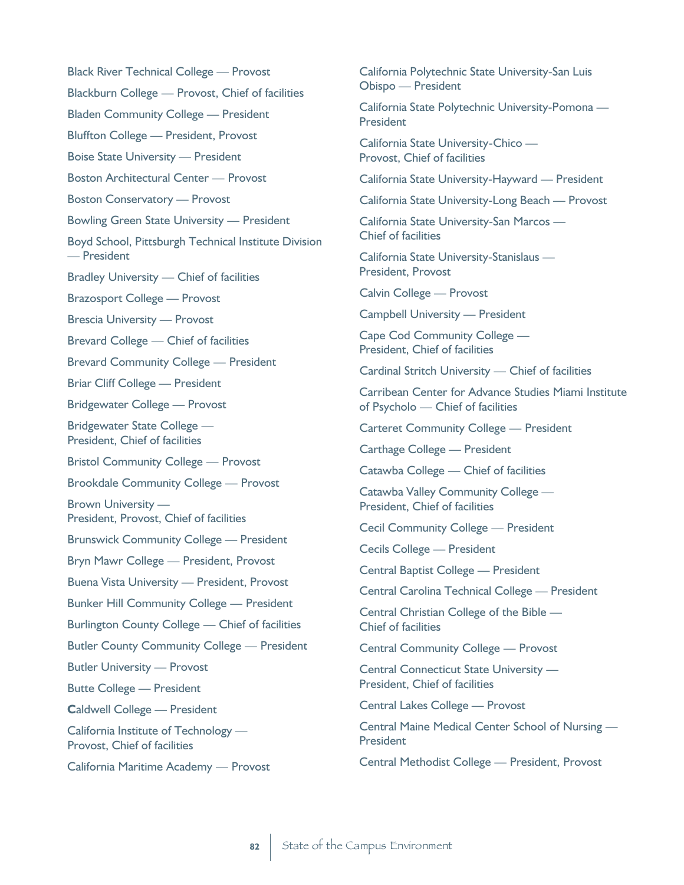Black River Technical College — Provost

Blackburn College — Provost, Chief of facilities

Bladen Community College — President

Bluffton College — President, Provost

Boise State University — President

Boston Architectural Center — Provost

Boston Conservatory — Provost

Bowling Green State University — President

Boyd School, Pittsburgh Technical Institute Division — President

Bradley University — Chief of facilities

Brazosport College — Provost

Brescia University — Provost

Brevard College — Chief of facilities

Brevard Community College — President

Briar Cliff College — President

Bridgewater College — Provost

Bridgewater State College — President, Chief of facilities

Bristol Community College — Provost

Brookdale Community College — Provost

Brown University — President, Provost, Chief of facilities

Brunswick Community College — President

Bryn Mawr College — President, Provost

Buena Vista University — President, Provost

Bunker Hill Community College — President

Burlington County College — Chief of facilities

Butler County Community College — President

Butler University — Provost

Butte College — President

Caldwell College — President

California Institute of Technology — Provost, Chief of facilities

California Maritime Academy — Provost

California Polytechnic State University-San Luis Obispo — President

California State Polytechnic University-Pomona — President

California State University-Chico — Provost, Chief of facilities

California State University-Hayward — President

California State University-Long Beach — Provost

California State University-San Marcos — Chief of facilities

California State University-Stanislaus — President, Provost

Calvin College — Provost

Campbell University — President

Cape Cod Community College — President, Chief of facilities

Cardinal Stritch University — Chief of facilities

Carribean Center for Advance Studies Miami Institute of Psycholo — Chief of facilities

Carteret Community College — President

Carthage College — President

Catawba College — Chief of facilities

Catawba Valley Community College — President, Chief of facilities

Cecil Community College — President

Cecils College — President

Central Baptist College — President

Central Carolina Technical College — President

Central Christian College of the Bible — Chief of facilities

Central Community College — Provost

Central Connecticut State University — President, Chief of facilities

Central Lakes College — Provost

Central Maine Medical Center School of Nursing — President

Central Methodist College — President, Provost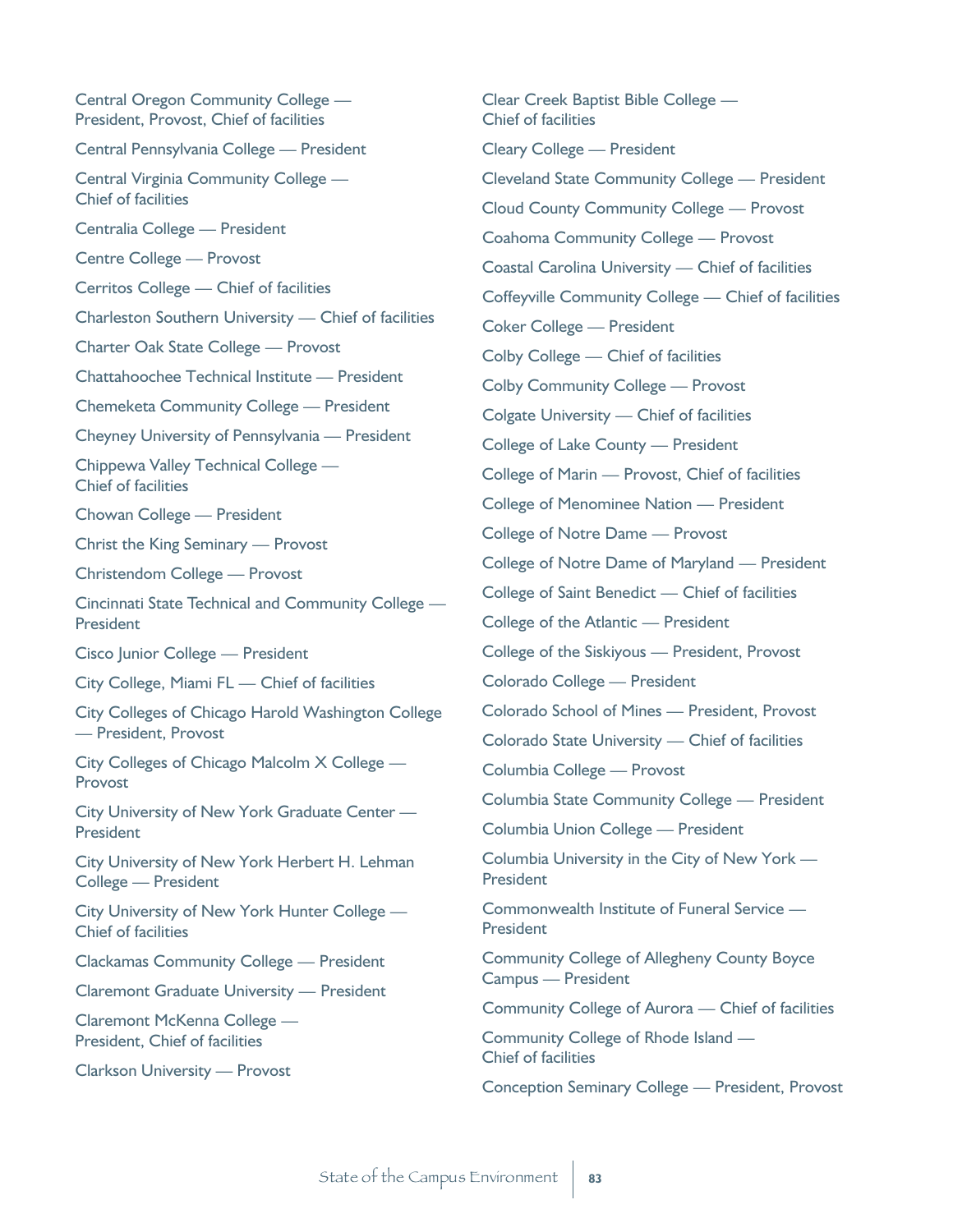Central Oregon Community College — President, Provost, Chief of facilities

Central Pennsylvania College — President

Central Virginia Community College — Chief of facilities

Centralia College — President

Centre College — Provost

Cerritos College — Chief of facilities

Charleston Southern University — Chief of facilities

Charter Oak State College — Provost

Chattahoochee Technical Institute — President

Chemeketa Community College — President

Cheyney University of Pennsylvania — President

Chippewa Valley Technical College — Chief of facilities

Chowan College — President

Christ the King Seminary — Provost

Christendom College — Provost

Cincinnati State Technical and Community College — President

Cisco Junior College — President

City College, Miami FL — Chief of facilities

City Colleges of Chicago Harold Washington College — President, Provost

City Colleges of Chicago Malcolm X College — Provost

City University of New York Graduate Center — President

City University of New York Herbert H. Lehman College — President

City University of New York Hunter College — Chief of facilities

Clackamas Community College — President

Claremont Graduate University — President

Claremont McKenna College — President, Chief of facilities

Clarkson University — Provost

Clear Creek Baptist Bible College — Chief of facilities

Cleary College — President

Cleveland State Community College — President

Cloud County Community College — Provost

Coahoma Community College — Provost

Coastal Carolina University — Chief of facilities

Coffeyville Community College — Chief of facilities

Coker College — President

Colby College — Chief of facilities

Colby Community College — Provost

Colgate University — Chief of facilities

College of Lake County — President

College of Marin — Provost, Chief of facilities

College of Menominee Nation — President

College of Notre Dame — Provost

College of Notre Dame of Maryland — President

College of Saint Benedict — Chief of facilities

College of the Atlantic — President

College of the Siskiyous — President, Provost

Colorado College — President

Colorado School of Mines — President, Provost

Colorado State University — Chief of facilities

Columbia College — Provost

Columbia State Community College — President

Columbia Union College — President

Columbia University in the City of New York — President

Commonwealth Institute of Funeral Service — President

Community College of Allegheny County Boyce Campus — President

Community College of Aurora — Chief of facilities

Community College of Rhode Island — Chief of facilities

Conception Seminary College — President, Provost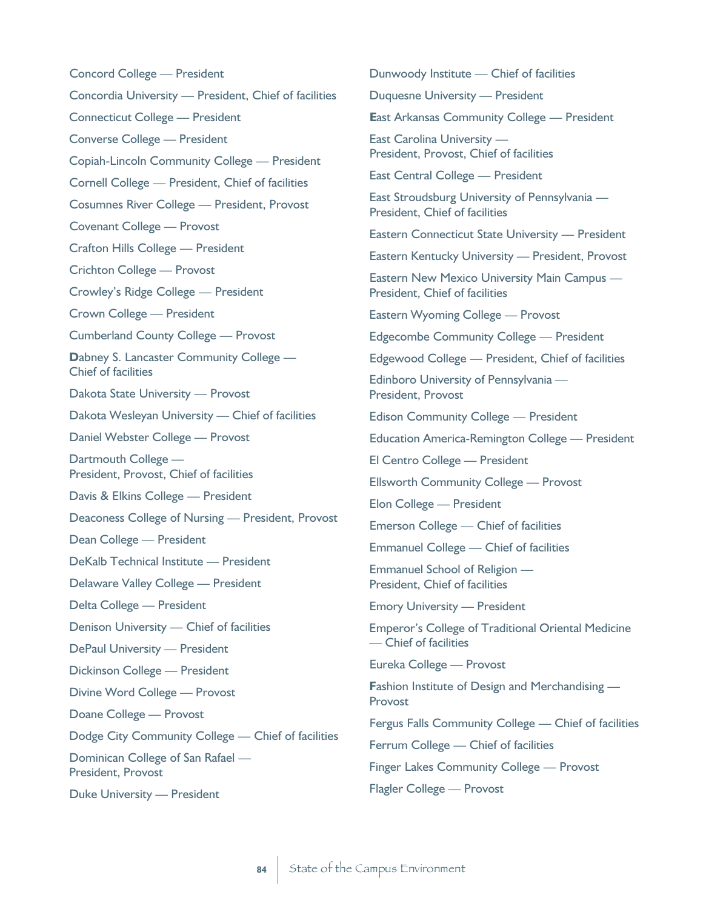Concord College — President

Concordia University — President, Chief of facilities

Connecticut College — President

Converse College — President

Copiah-Lincoln Community College — President

Cornell College — President, Chief of facilities

Cosumnes River College — President, Provost

Covenant College — Provost

Crafton Hills College — President

Crichton College — Provost

Crowley's Ridge College — President

Crown College — President

Cumberland County College — Provost

**D**abney S. Lancaster Community College — Chief of facilities

Dakota State University — Provost

Dakota Wesleyan University — Chief of facilities

Daniel Webster College — Provost

Dartmouth College — President, Provost, Chief of facilities

Davis & Elkins College — President

Deaconess College of Nursing — President, Provost

Dean College — President

DeKalb Technical Institute — President

Delaware Valley College — President

Delta College — President

Denison University — Chief of facilities

DePaul University — President

Dickinson College — President

Divine Word College — Provost

Doane College — Provost

Dodge City Community College — Chief of facilities

Dominican College of San Rafael — President, Provost

Duke University — President

Dunwoody Institute — Chief of facilities

Duquesne University — President

**E**ast Arkansas Community College — President

East Carolina University — President, Provost, Chief of facilities

East Central College — President

East Stroudsburg University of Pennsylvania — President, Chief of facilities

Eastern Connecticut State University — President

Eastern Kentucky University — President, Provost

Eastern New Mexico University Main Campus — President, Chief of facilities

Eastern Wyoming College — Provost

Edgecombe Community College — President

Edgewood College — President, Chief of facilities

Edinboro University of Pennsylvania — President, Provost

Edison Community College — President

Education America-Remington College — President

El Centro College — President

Ellsworth Community College — Provost

Elon College — President

Emerson College — Chief of facilities

Emmanuel College — Chief of facilities

Emmanuel School of Religion — President, Chief of facilities

Emory University — President

Emperor's College of Traditional Oriental Medicine — Chief of facilities

Eureka College — Provost

**F**ashion Institute of Design and Merchandising — Provost

Fergus Falls Community College — Chief of facilities

Ferrum College — Chief of facilities

Finger Lakes Community College — Provost

Flagler College — Provost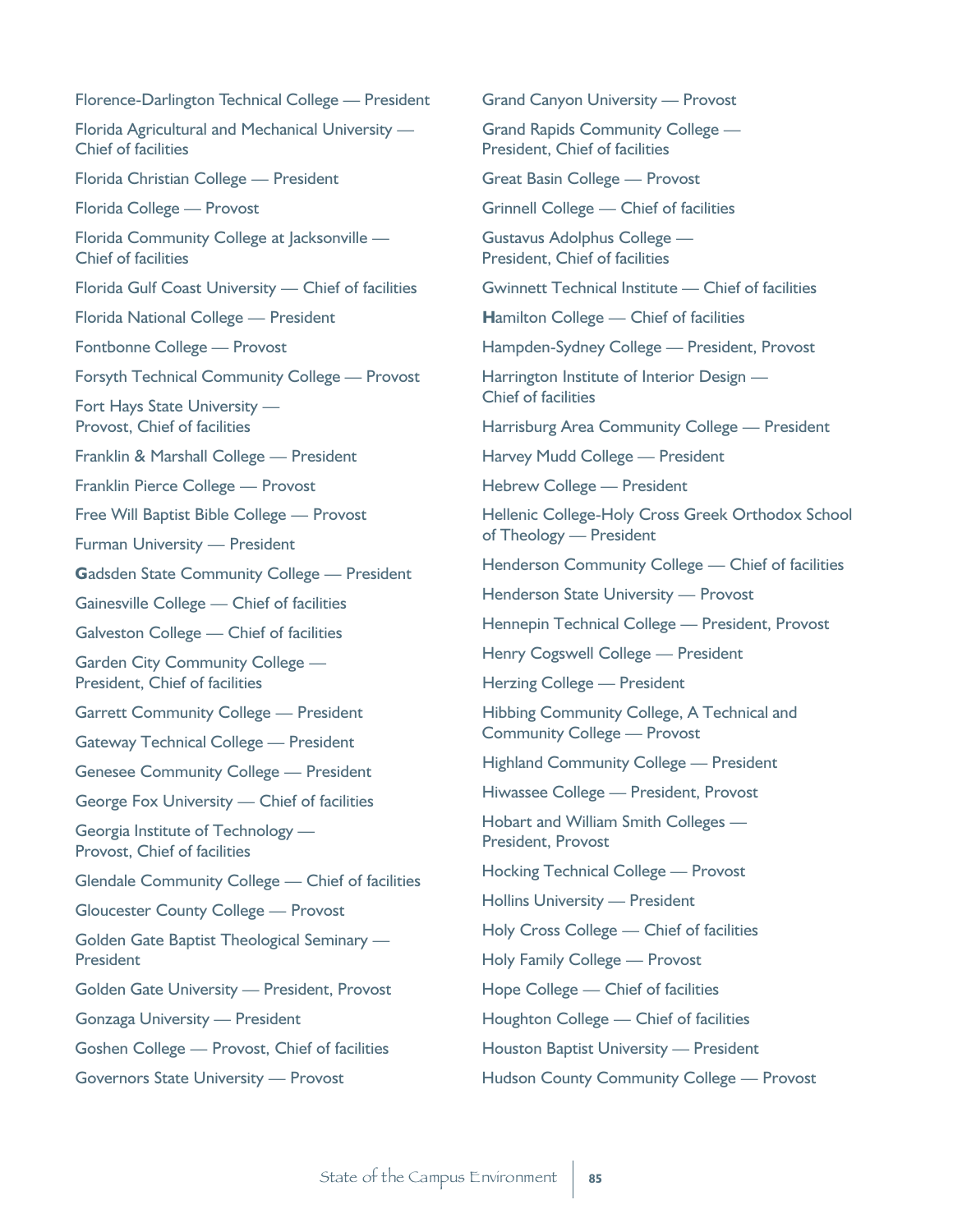Florence-Darlington Technical College — President

Florida Agricultural and Mechanical University — Chief of facilities

Florida Christian College — President

Florida College — Provost

Florida Community College at Jacksonville — Chief of facilities

Florida Gulf Coast University — Chief of facilities

Florida National College — President

Fontbonne College — Provost

Forsyth Technical Community College — Provost

Fort Hays State University — Provost, Chief of facilities

Franklin & Marshall College — President

Franklin Pierce College — Provost

Free Will Baptist Bible College — Provost

Furman University — President

Gadsden State Community College — President

Gainesville College — Chief of facilities

Galveston College — Chief of facilities

Garden City Community College — President, Chief of facilities

Garrett Community College — President

Gateway Technical College — President

Genesee Community College — President

George Fox University — Chief of facilities

Georgia Institute of Technology — Provost, Chief of facilities

Glendale Community College — Chief of facilities

Gloucester County College — Provost

Golden Gate Baptist Theological Seminary — President

Golden Gate University — President, Provost

Gonzaga University — President

Goshen College — Provost, Chief of facilities

Governors State University — Provost

Grand Canyon University — Provost

Grand Rapids Community College — President, Chief of facilities

Great Basin College — Provost

Grinnell College — Chief of facilities

Gustavus Adolphus College — President, Chief of facilities

Gwinnett Technical Institute — Chief of facilities

Hamilton College — Chief of facilities

Hampden-Sydney College — President, Provost

Harrington Institute of Interior Design — Chief of facilities

Harrisburg Area Community College — President

Harvey Mudd College — President

Hebrew College — President

Hellenic College-Holy Cross Greek Orthodox School of Theology — President

Henderson Community College — Chief of facilities

Henderson State University — Provost

Hennepin Technical College — President, Provost

Henry Cogswell College — President

Herzing College — President

Hibbing Community College, A Technical and Community College — Provost

Highland Community College — President

Hiwassee College — President, Provost

Hobart and William Smith Colleges — President, Provost

Hocking Technical College — Provost

Hollins University — President

Holy Cross College — Chief of facilities

Holy Family College — Provost

Hope College — Chief of facilities

Houghton College — Chief of facilities

Houston Baptist University — President

Hudson County Community College — Provost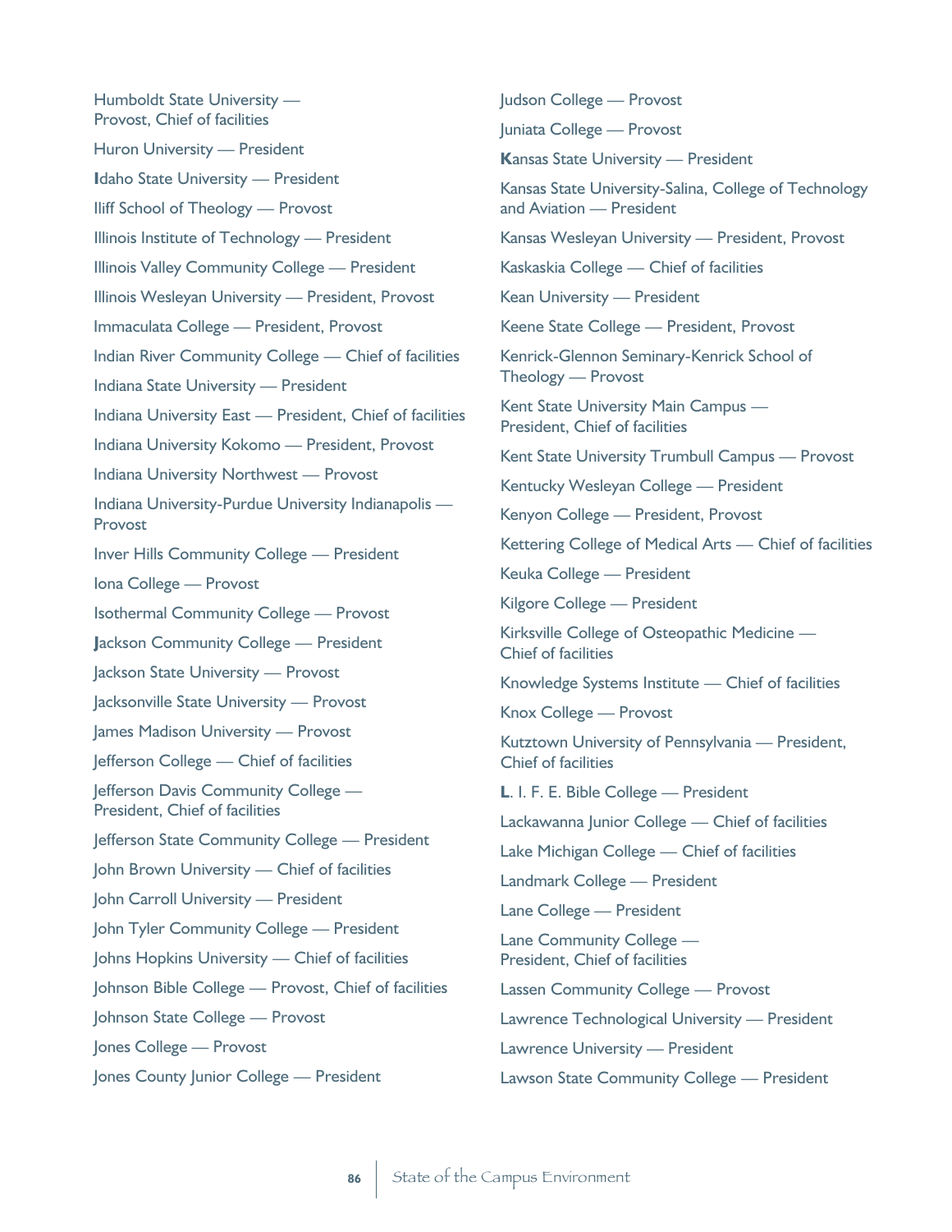Humboldt State University — Provost, Chief of facilities

Huron University — President

**I**daho State University — President

Iliff School of Theology — Provost

Illinois Institute of Technology — President

Illinois Valley Community College — President

Illinois Wesleyan University — President, Provost

Immaculata College — President, Provost

Indian River Community College — Chief of facilities

Indiana State University — President

Indiana University East — President, Chief of facilities

Indiana University Kokomo — President, Provost

Indiana University Northwest — Provost

Indiana University-Purdue University Indianapolis — Provost

Inver Hills Community College — President

Iona College — Provost

Isothermal Community College — Provost

**J**ackson Community College — President

Jackson State University — Provost

Jacksonville State University — Provost

James Madison University — Provost

Jefferson College — Chief of facilities

Jefferson Davis Community College — President, Chief of facilities

Jefferson State Community College — President

John Brown University — Chief of facilities

John Carroll University — President

John Tyler Community College — President

Johns Hopkins University — Chief of facilities

Johnson Bible College — Provost, Chief of facilities

Johnson State College — Provost

Jones College — Provost

Jones County Junior College — President

Judson College — Provost

Juniata College — Provost

**K**ansas State University — President

Kansas State University-Salina, College of Technology and Aviation — President

Kansas Wesleyan University — President, Provost

Kaskaskia College — Chief of facilities

Kean University — President

Keene State College — President, Provost

Kenrick-Glennon Seminary-Kenrick School of Theology — Provost

Kent State University Main Campus — President, Chief of facilities

Kent State University Trumbull Campus — Provost

Kentucky Wesleyan College — President

Kenyon College — President, Provost

Kettering College of Medical Arts — Chief of facilities

Keuka College — President

Kilgore College — President

Kirksville College of Osteopathic Medicine — Chief of facilities

Knowledge Systems Institute — Chief of facilities

Knox College — Provost

Kutztown University of Pennsylvania — President, Chief of facilities

**L**. I. F. E. Bible College — President

Lackawanna Junior College — Chief of facilities

Lake Michigan College — Chief of facilities

Landmark College — President

Lane College — President

Lane Community College — President, Chief of facilities

Lassen Community College — Provost

Lawrence Technological University — President

Lawrence University — President

Lawson State Community College — President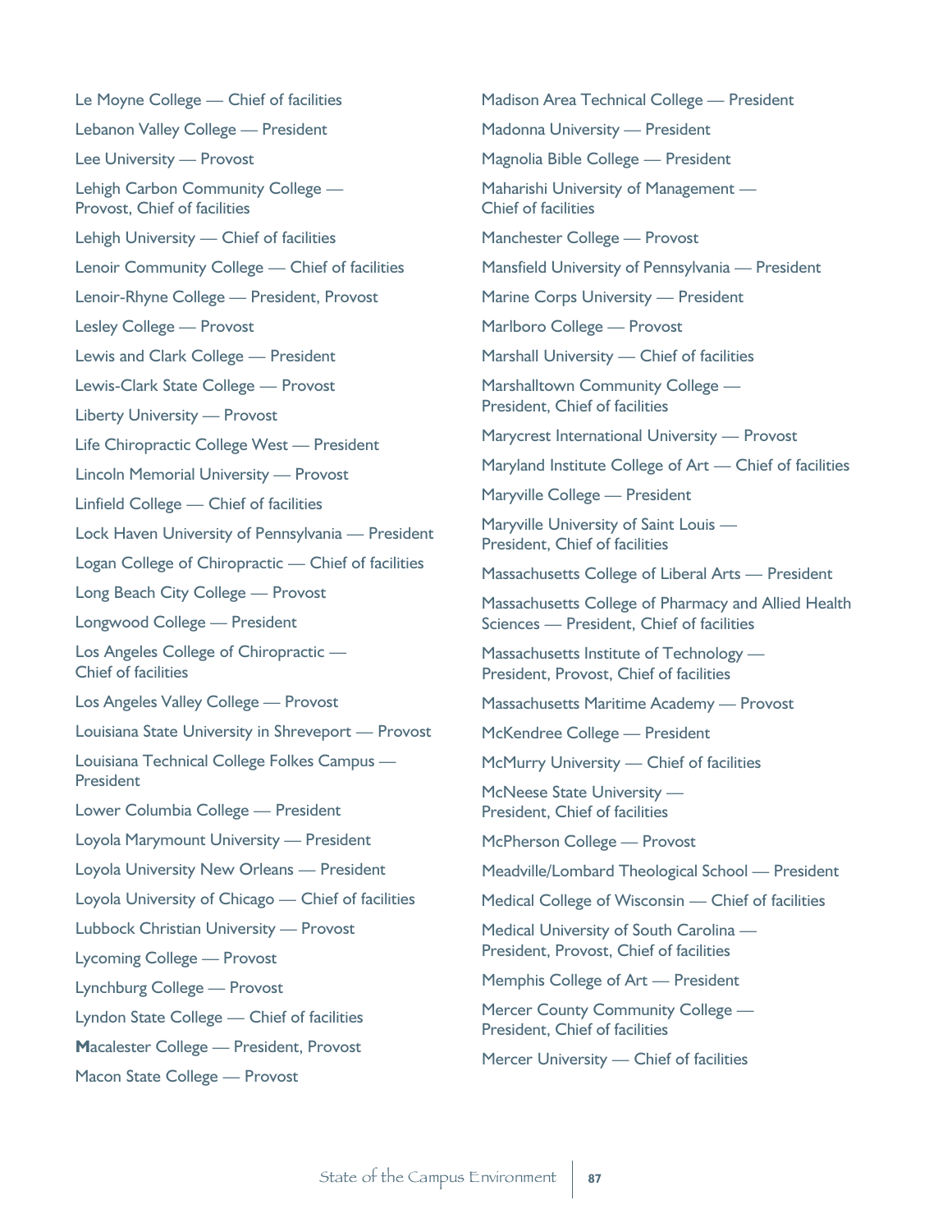Le Moyne College — Chief of facilities

Lebanon Valley College — President

Lee University — Provost

Lehigh Carbon Community College — Provost, Chief of facilities

Lehigh University — Chief of facilities

Lenoir Community College — Chief of facilities

Lenoir-Rhyne College — President, Provost

Lesley College — Provost

Lewis and Clark College — President

Lewis-Clark State College — Provost

Liberty University — Provost

Life Chiropractic College West — President

Lincoln Memorial University — Provost

Linfield College — Chief of facilities

Lock Haven University of Pennsylvania — President

Logan College of Chiropractic — Chief of facilities

Long Beach City College — Provost

Longwood College — President

Los Angeles College of Chiropractic — Chief of facilities

Los Angeles Valley College — Provost

Louisiana State University in Shreveport — Provost

Louisiana Technical College Folkes Campus — President

Lower Columbia College — President

Loyola Marymount University — President

Loyola University New Orleans — President

Loyola University of Chicago — Chief of facilities

Lubbock Christian University — Provost

Lycoming College — Provost

Lynchburg College — Provost

Lyndon State College — Chief of facilities

Macalester College — President, Provost

Macon State College — Provost

Madison Area Technical College — President

Madonna University — President

Magnolia Bible College — President

Maharishi University of Management — Chief of facilities

Manchester College — Provost

Mansfield University of Pennsylvania — President

Marine Corps University — President

Marlboro College — Provost

Marshall University — Chief of facilities

Marshalltown Community College — President, Chief of facilities

Marycrest International University — Provost

Maryland Institute College of Art — Chief of facilities

Maryville College — President

Maryville University of Saint Louis — President, Chief of facilities

Massachusetts College of Liberal Arts — President

Massachusetts College of Pharmacy and Allied Health Sciences — President, Chief of facilities

Massachusetts Institute of Technology — President, Provost, Chief of facilities

Massachusetts Maritime Academy — Provost

McKendree College — President

McMurry University — Chief of facilities

McNeese State University — President, Chief of facilities

McPherson College — Provost

Meadville/Lombard Theological School — President

Medical College of Wisconsin — Chief of facilities

Medical University of South Carolina — President, Provost, Chief of facilities

Memphis College of Art — President

Mercer County Community College — President, Chief of facilities

Mercer University — Chief of facilities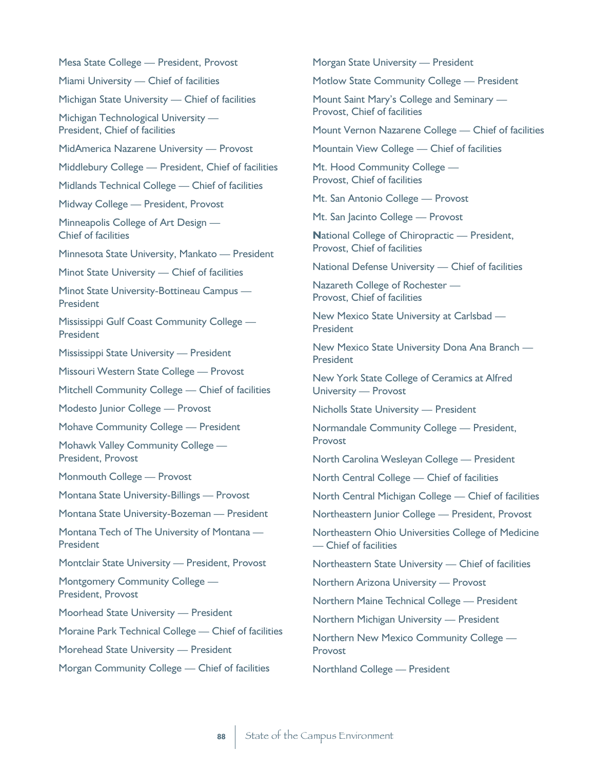Mesa State College — President, Provost

Miami University — Chief of facilities

Michigan State University — Chief of facilities

Michigan Technological University — President, Chief of facilities

MidAmerica Nazarene University — Provost

Middlebury College — President, Chief of facilities

Midlands Technical College — Chief of facilities

Midway College — President, Provost

Minneapolis College of Art Design — Chief of facilities

Minnesota State University, Mankato — President

Minot State University — Chief of facilities

Minot State University-Bottineau Campus — President

Mississippi Gulf Coast Community College — President

Mississippi State University — President

Missouri Western State College — Provost

Mitchell Community College — Chief of facilities

Modesto Junior College — Provost

Mohave Community College — President

Mohawk Valley Community College — President, Provost

Monmouth College — Provost

Montana State University-Billings — Provost

Montana State University-Bozeman — President

Montana Tech of The University of Montana — President

Montclair State University — President, Provost

Montgomery Community College — President, Provost

Moorhead State University — President

Moraine Park Technical College — Chief of facilities

Morehead State University — President

Morgan Community College — Chief of facilities

Morgan State University — President

Motlow State Community College — President

Mount Saint Mary's College and Seminary — Provost, Chief of facilities

Mount Vernon Nazarene College — Chief of facilities

Mountain View College — Chief of facilities

Mt. Hood Community College — Provost, Chief of facilities

Mt. San Antonio College — Provost

Mt. San Jacinto College — Provost

National College of Chiropractic — President, Provost, Chief of facilities

National Defense University — Chief of facilities

Nazareth College of Rochester — Provost, Chief of facilities

New Mexico State University at Carlsbad — President

New Mexico State University Dona Ana Branch — President

New York State College of Ceramics at Alfred University — Provost

Nicholls State University — President

Normandale Community College — President, Provost

North Carolina Wesleyan College — President

North Central College — Chief of facilities

North Central Michigan College — Chief of facilities

Northeastern Junior College — President, Provost

Northeastern Ohio Universities College of Medicine — Chief of facilities

Northeastern State University — Chief of facilities

Northern Arizona University — Provost

Northern Maine Technical College — President

Northern Michigan University — President

Northern New Mexico Community College — Provost

Northland College — President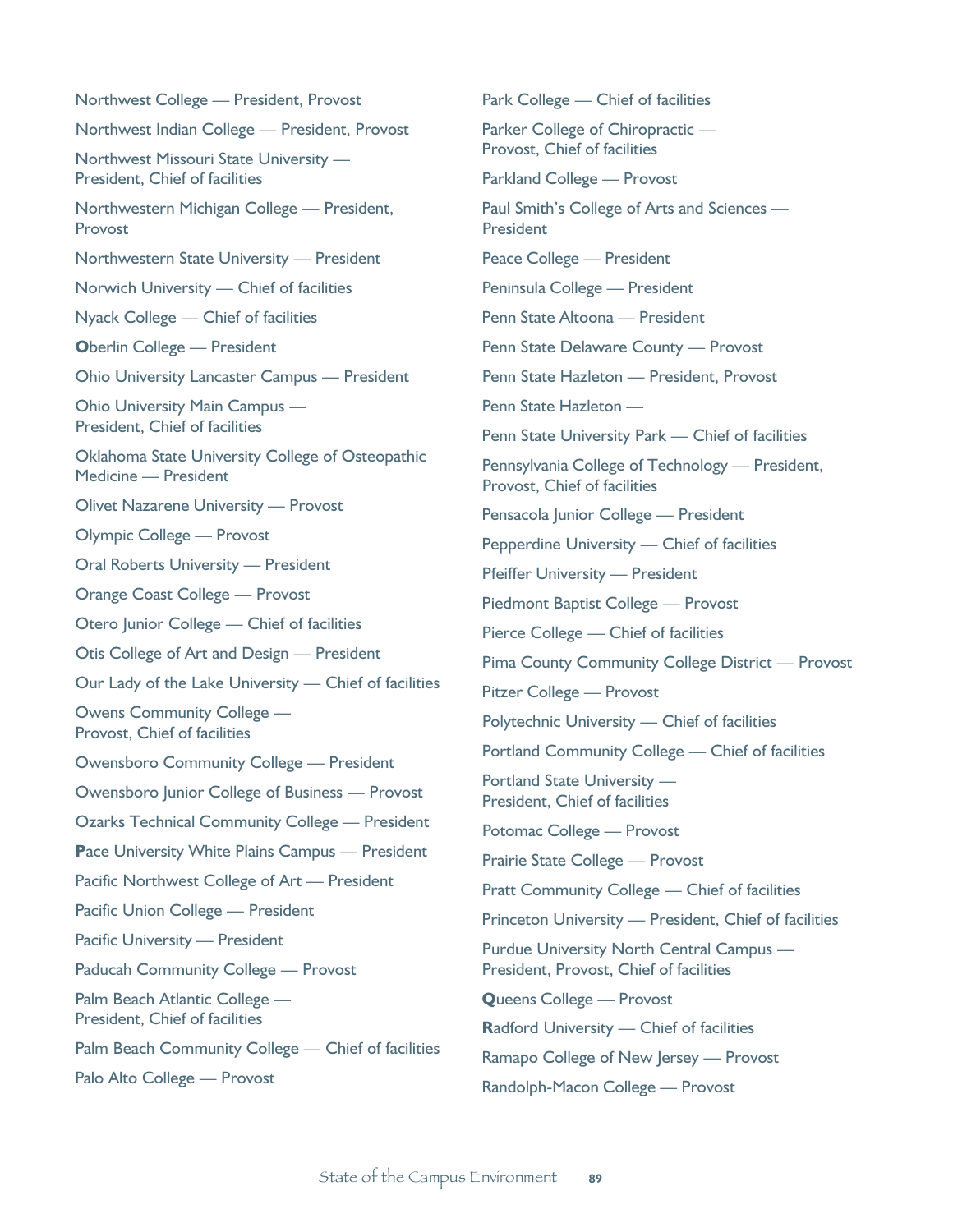Northwest College — President, Provost

Northwest Indian College — President, Provost

Northwest Missouri State University — President, Chief of facilities

Northwestern Michigan College — President, Provost

Northwestern State University — President

Norwich University — Chief of facilities

Nyack College — Chief of facilities

**O**berlin College — President

Ohio University Lancaster Campus — President

Ohio University Main Campus — President, Chief of facilities

Oklahoma State University College of Osteopathic Medicine — President

Olivet Nazarene University — Provost

Olympic College — Provost

Oral Roberts University — President

Orange Coast College — Provost

Otero Junior College — Chief of facilities

Otis College of Art and Design — President

Our Lady of the Lake University — Chief of facilities

Owens Community College — Provost, Chief of facilities

Owensboro Community College — President

Owensboro Junior College of Business — Provost

Ozarks Technical Community College — President

**P**ace University White Plains Campus — President

Pacific Northwest College of Art — President

Pacific Union College — President

Pacific University — President

Paducah Community College — Provost

Palm Beach Atlantic College — President, Chief of facilities

Palm Beach Community College — Chief of facilities

Palo Alto College — Provost

Park College — Chief of facilities

Parker College of Chiropractic — Provost, Chief of facilities

Parkland College — Provost

Paul Smith's College of Arts and Sciences — President

Peace College — President

Peninsula College — President

Penn State Altoona — President

Penn State Delaware County — Provost

Penn State Hazleton — President, Provost

Penn State Hazleton —

Penn State University Park — Chief of facilities

Pennsylvania College of Technology — President, Provost, Chief of facilities

Pensacola Junior College — President

Pepperdine University — Chief of facilities

Pfeiffer University — President

Piedmont Baptist College — Provost

Pierce College — Chief of facilities

Pima County Community College District — Provost

Pitzer College — Provost

Polytechnic University — Chief of facilities

Portland Community College — Chief of facilities

Portland State University — President, Chief of facilities

Potomac College — Provost

Prairie State College — Provost

Pratt Community College — Chief of facilities

Princeton University — President, Chief of facilities

Purdue University North Central Campus — President, Provost, Chief of facilities

**Q**ueens College — Provost

**R**adford University — Chief of facilities

Ramapo College of New Jersey — Provost

Randolph-Macon College — Provost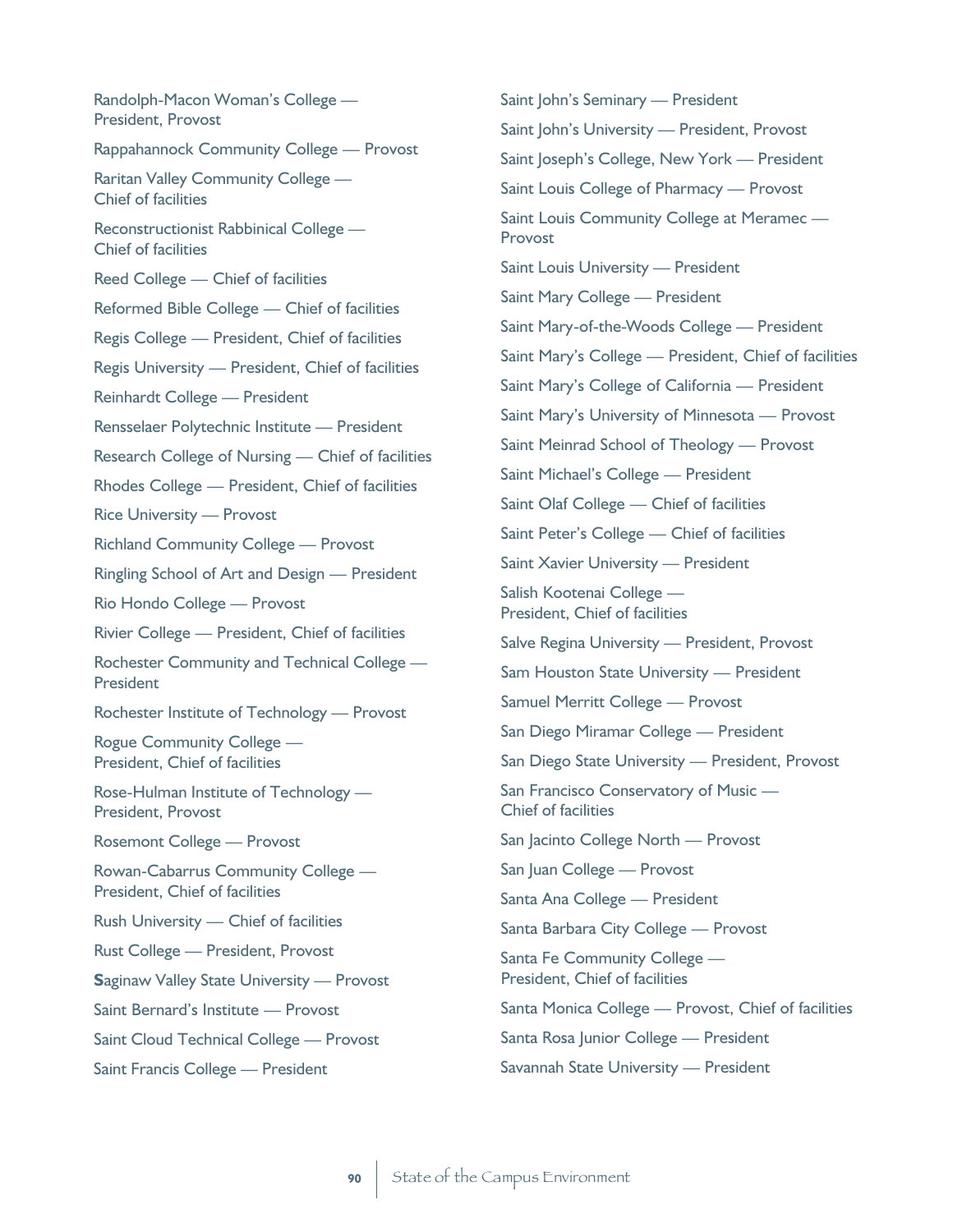Randolph-Macon Woman's College — President, Provost

Rappahannock Community College — Provost

Raritan Valley Community College — Chief of facilities

Reconstructionist Rabbinical College — Chief of facilities

Reed College — Chief of facilities

Reformed Bible College — Chief of facilities

Regis College — President, Chief of facilities

Regis University — President, Chief of facilities

Reinhardt College — President

Rensselaer Polytechnic Institute — President

Research College of Nursing — Chief of facilities

Rhodes College — President, Chief of facilities

Rice University — Provost

Richland Community College — Provost

Ringling School of Art and Design — President

Rio Hondo College — Provost

Rivier College — President, Chief of facilities

Rochester Community and Technical College — President

Rochester Institute of Technology — Provost

Rogue Community College — President, Chief of facilities

Rose-Hulman Institute of Technology — President, Provost

Rosemont College — Provost

Rowan-Cabarrus Community College — President, Chief of facilities

Rush University — Chief of facilities

Rust College — President, Provost

Saginaw Valley State University — Provost

Saint Bernard's Institute — Provost

Saint Cloud Technical College — Provost

Saint Francis College — President

Saint John's Seminary — President

Saint John's University — President, Provost

Saint Joseph's College, New York — President

Saint Louis College of Pharmacy — Provost

Saint Louis Community College at Meramec — Provost

Saint Louis University — President

Saint Mary College — President

Saint Mary-of-the-Woods College — President

Saint Mary's College — President, Chief of facilities

Saint Mary's College of California — President

Saint Mary's University of Minnesota — Provost

Saint Meinrad School of Theology — Provost

Saint Michael's College — President

Saint Olaf College — Chief of facilities

Saint Peter's College — Chief of facilities

Saint Xavier University — President

Salish Kootenai College — President, Chief of facilities

Salve Regina University — President, Provost

Sam Houston State University — President

Samuel Merritt College — Provost

San Diego Miramar College — President

San Diego State University — President, Provost

San Francisco Conservatory of Music — Chief of facilities

San Jacinto College North — Provost

San Juan College — Provost

Santa Ana College — President

Santa Barbara City College — Provost

Santa Fe Community College — President, Chief of facilities

Santa Monica College — Provost, Chief of facilities

Santa Rosa Junior College — President

Savannah State University — President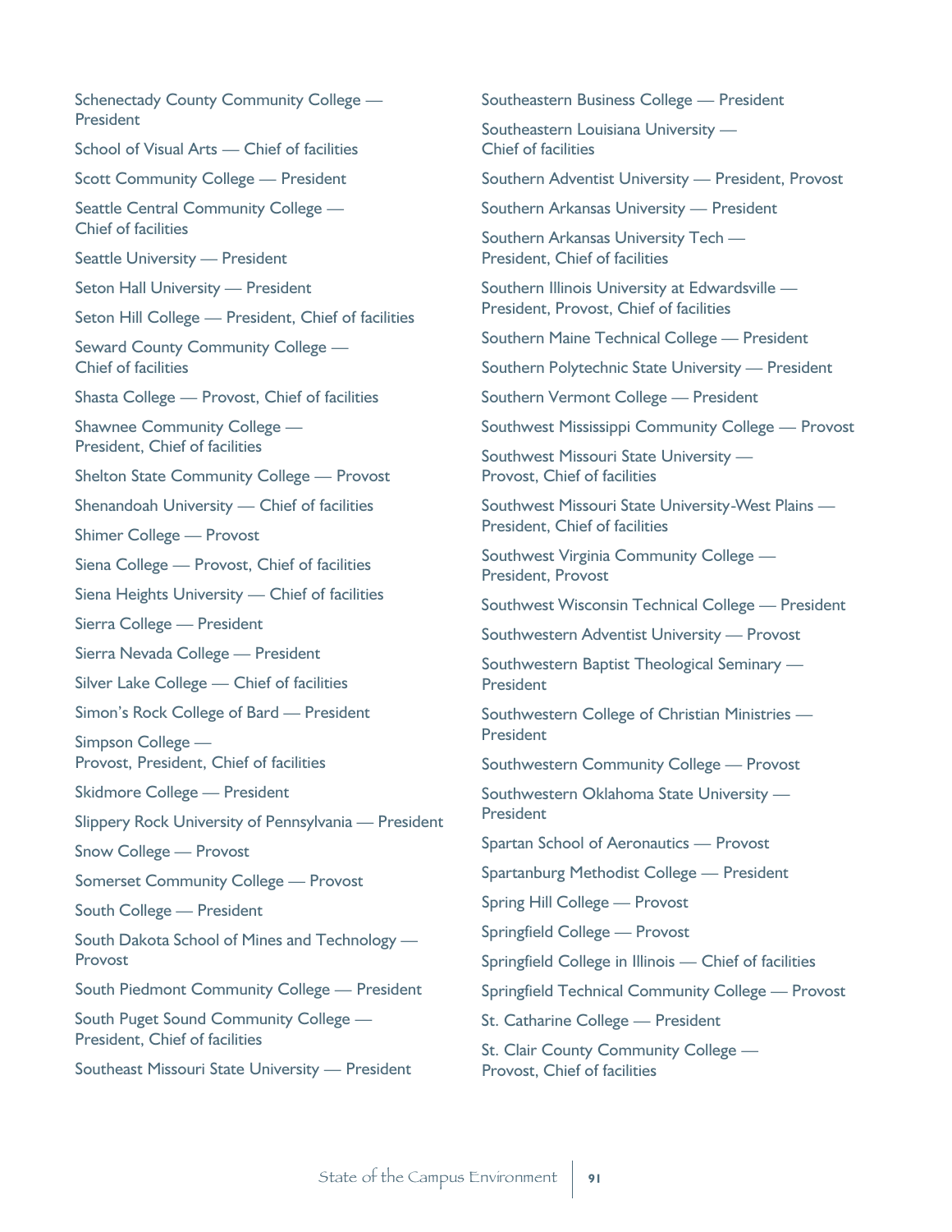Schenectady County Community College — President

School of Visual Arts — Chief of facilities

Scott Community College — President

Seattle Central Community College — Chief of facilities

Seattle University — President

Seton Hall University — President

Seton Hill College — President, Chief of facilities

Seward County Community College — Chief of facilities

Shasta College — Provost, Chief of facilities

Shawnee Community College — President, Chief of facilities

Shelton State Community College — Provost

Shenandoah University — Chief of facilities

Shimer College — Provost

Siena College — Provost, Chief of facilities

Siena Heights University — Chief of facilities

Sierra College — President

Sierra Nevada College — President

Silver Lake College — Chief of facilities

Simon's Rock College of Bard — President

Simpson College — Provost, President, Chief of facilities

Skidmore College — President

Slippery Rock University of Pennsylvania — President

Snow College — Provost

Somerset Community College — Provost

South College — President

South Dakota School of Mines and Technology — Provost

South Piedmont Community College — President

South Puget Sound Community College — President, Chief of facilities

Southeast Missouri State University — President

Southeastern Business College — President

Southeastern Louisiana University — Chief of facilities

Southern Adventist University — President, Provost

Southern Arkansas University — President

Southern Arkansas University Tech — President, Chief of facilities

Southern Illinois University at Edwardsville — President, Provost, Chief of facilities

Southern Maine Technical College — President

Southern Polytechnic State University — President

Southern Vermont College — President

Southwest Mississippi Community College — Provost

Southwest Missouri State University — Provost, Chief of facilities

Southwest Missouri State University-West Plains — President, Chief of facilities

Southwest Virginia Community College — President, Provost

Southwest Wisconsin Technical College — President

Southwestern Adventist University — Provost

Southwestern Baptist Theological Seminary — President

Southwestern College of Christian Ministries — President

Southwestern Community College — Provost

Southwestern Oklahoma State University — President

Spartan School of Aeronautics — Provost

Spartanburg Methodist College — President

Spring Hill College — Provost

Springfield College — Provost

Springfield College in Illinois — Chief of facilities

Springfield Technical Community College — Provost

St. Catharine College — President

St. Clair County Community College — Provost, Chief of facilities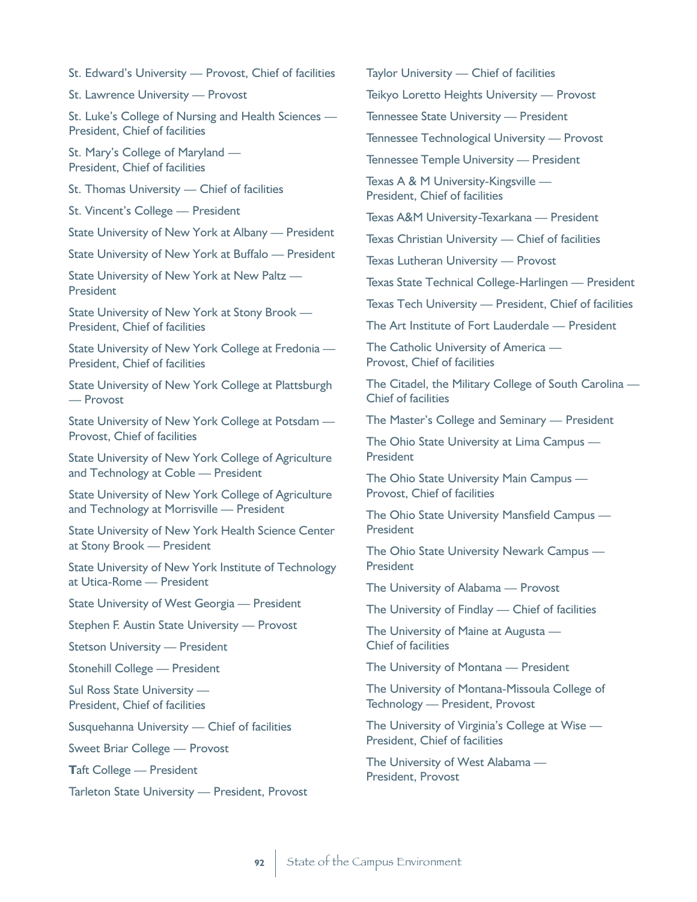St. Edward's University — Provost, Chief of facilities

St. Lawrence University — Provost

St. Luke's College of Nursing and Health Sciences — President, Chief of facilities

St. Mary's College of Maryland — President, Chief of facilities

St. Thomas University — Chief of facilities

St. Vincent's College — President

State University of New York at Albany — President

State University of New York at Buffalo — President

State University of New York at New Paltz — President

State University of New York at Stony Brook — President, Chief of facilities

State University of New York College at Fredonia — President, Chief of facilities

State University of New York College at Plattsburgh — Provost

State University of New York College at Potsdam — Provost, Chief of facilities

State University of New York College of Agriculture and Technology at Coble — President

State University of New York College of Agriculture and Technology at Morrisville — President

State University of New York Health Science Center at Stony Brook — President

State University of New York Institute of Technology at Utica-Rome — President

State University of West Georgia — President

Stephen F. Austin State University — Provost

Stetson University — President

Stonehill College — President

Sul Ross State University — President, Chief of facilities

Susquehanna University — Chief of facilities

Sweet Briar College — Provost

Taft College — President

Tarleton State University — President, Provost

Taylor University — Chief of facilities

Teikyo Loretto Heights University — Provost

Tennessee State University — President

Tennessee Technological University — Provost

Tennessee Temple University — President

Texas A & M University-Kingsville — President, Chief of facilities

Texas A&M University-Texarkana — President

Texas Christian University — Chief of facilities

Texas Lutheran University — Provost

Texas State Technical College-Harlingen — President

Texas Tech University — President, Chief of facilities

The Art Institute of Fort Lauderdale — President

The Catholic University of America — Provost, Chief of facilities

The Citadel, the Military College of South Carolina — Chief of facilities

The Master's College and Seminary — President

The Ohio State University at Lima Campus — President

The Ohio State University Main Campus — Provost, Chief of facilities

The Ohio State University Mansfield Campus — President

The Ohio State University Newark Campus — President

The University of Alabama — Provost

The University of Findlay — Chief of facilities

The University of Maine at Augusta — Chief of facilities

The University of Montana — President

The University of Montana-Missoula College of Technology — President, Provost

The University of Virginia's College at Wise — President, Chief of facilities

The University of West Alabama — President, Provost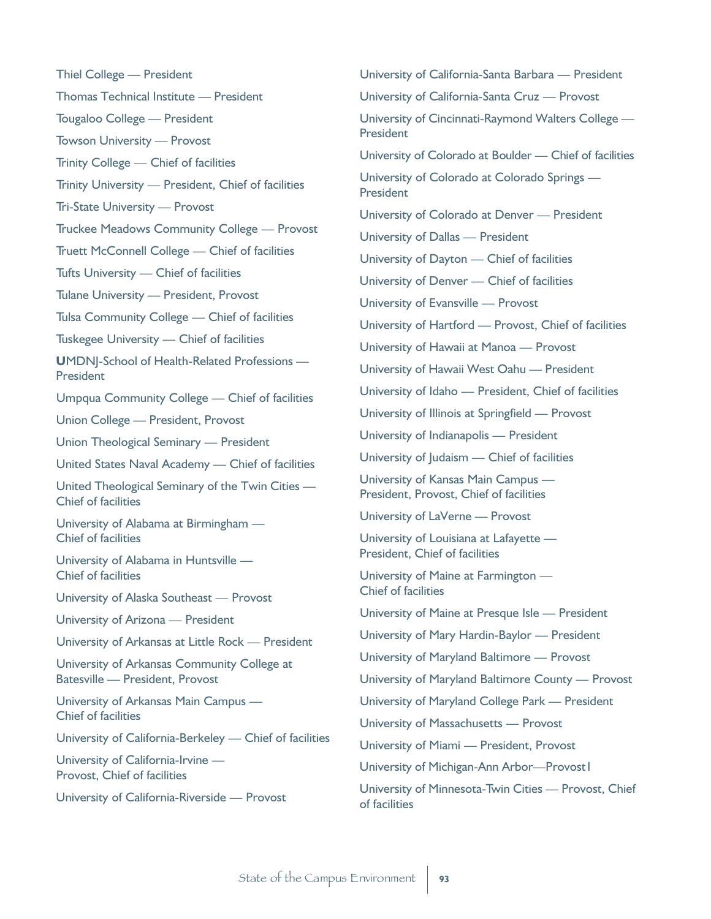Thiel College — President

Thomas Technical Institute — President

Tougaloo College — President

Towson University — Provost

Trinity College — Chief of facilities

Trinity University — President, Chief of facilities

Tri-State University — Provost

Truckee Meadows Community College — Provost

Truett McConnell College — Chief of facilities

Tufts University — Chief of facilities

Tulane University — President, Provost

Tulsa Community College — Chief of facilities

Tuskegee University — Chief of facilities

**U**MDNJ-School of Health-Related Professions — President

Umpqua Community College — Chief of facilities

Union College — President, Provost

Union Theological Seminary — President

United States Naval Academy — Chief of facilities

United Theological Seminary of the Twin Cities — Chief of facilities

University of Alabama at Birmingham — Chief of facilities

University of Alabama in Huntsville — Chief of facilities

University of Alaska Southeast — Provost

University of Arizona — President

University of Arkansas at Little Rock — President

University of Arkansas Community College at Batesville — President, Provost

University of Arkansas Main Campus — Chief of facilities

University of California-Berkeley — Chief of facilities

University of California-Irvine — Provost, Chief of facilities

University of California-Riverside — Provost

University of California-Santa Barbara — President

University of California-Santa Cruz — Provost

University of Cincinnati-Raymond Walters College — President

University of Colorado at Boulder — Chief of facilities

University of Colorado at Colorado Springs — President

University of Colorado at Denver — President

University of Dallas — President

University of Dayton — Chief of facilities

University of Denver — Chief of facilities

University of Evansville — Provost

University of Hartford — Provost, Chief of facilities

University of Hawaii at Manoa — Provost

University of Hawaii West Oahu — President

University of Idaho — President, Chief of facilities

University of Illinois at Springfield — Provost

University of Indianapolis — President

University of Judaism — Chief of facilities

University of Kansas Main Campus — President, Provost, Chief of facilities

University of LaVerne — Provost

University of Louisiana at Lafayette — President, Chief of facilities

University of Maine at Farmington — Chief of facilities

University of Maine at Presque Isle — President

University of Mary Hardin-Baylor — President

University of Maryland Baltimore — Provost

University of Maryland Baltimore County — Provost

University of Maryland College Park — President

University of Massachusetts — Provost

University of Miami — President, Provost

University of Michigan-Ann Arbor—Provost1

University of Minnesota-Twin Cities — Provost, Chief of facilities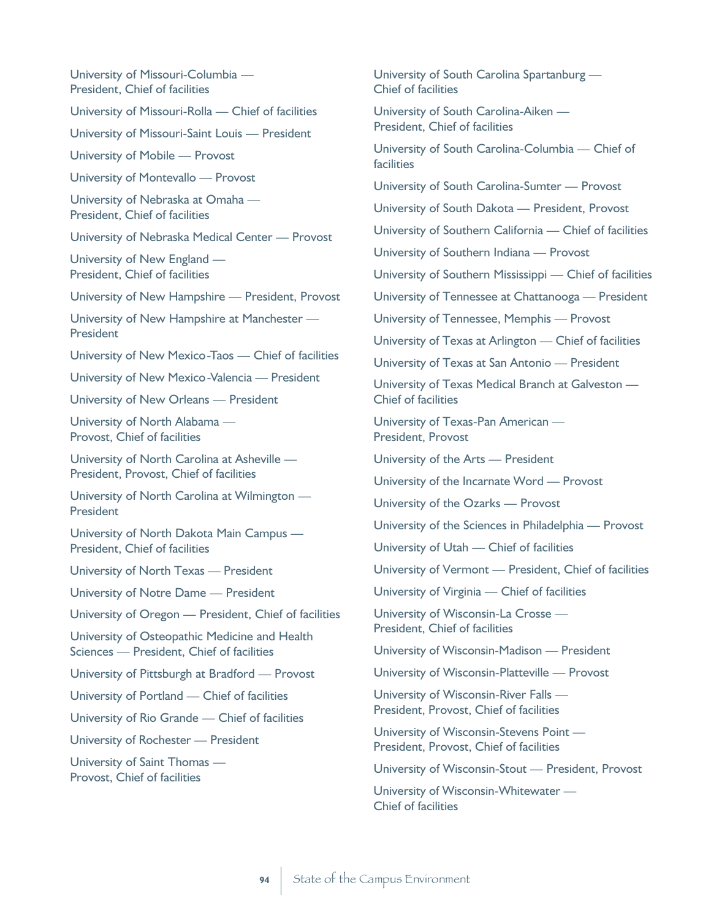University of Missouri-Columbia — President, Chief of facilities

University of Missouri-Rolla — Chief of facilities

University of Missouri-Saint Louis — President

University of Mobile — Provost

University of Montevallo — Provost

University of Nebraska at Omaha — President, Chief of facilities

University of Nebraska Medical Center — Provost

University of New England — President, Chief of facilities

University of New Hampshire — President, Provost

University of New Hampshire at Manchester — President

University of New Mexico-Taos — Chief of facilities

University of New Mexico-Valencia — President

University of New Orleans — President

University of North Alabama — Provost, Chief of facilities

University of North Carolina at Asheville — President, Provost, Chief of facilities

University of North Carolina at Wilmington — President

University of North Dakota Main Campus — President, Chief of facilities

University of North Texas — President

University of Notre Dame — President

University of Oregon — President, Chief of facilities

University of Osteopathic Medicine and Health Sciences — President, Chief of facilities

University of Pittsburgh at Bradford — Provost

University of Portland — Chief of facilities

University of Rio Grande — Chief of facilities

University of Rochester — President

University of Saint Thomas — Provost, Chief of facilities

University of South Carolina Spartanburg — Chief of facilities

University of South Carolina-Aiken — President, Chief of facilities

University of South Carolina-Columbia — Chief of facilities

University of South Carolina-Sumter — Provost

University of South Dakota — President, Provost

University of Southern California — Chief of facilities

University of Southern Indiana — Provost

University of Southern Mississippi — Chief of facilities

University of Tennessee at Chattanooga — President

University of Tennessee, Memphis — Provost

University of Texas at Arlington — Chief of facilities

University of Texas at San Antonio — President

University of Texas Medical Branch at Galveston — Chief of facilities

University of Texas-Pan American — President, Provost

University of the Arts — President

University of the Incarnate Word — Provost

University of the Ozarks — Provost

University of the Sciences in Philadelphia — Provost

University of Utah — Chief of facilities

University of Vermont — President, Chief of facilities

University of Virginia — Chief of facilities

University of Wisconsin-La Crosse — President, Chief of facilities

University of Wisconsin-Madison — President

University of Wisconsin-Platteville — Provost

University of Wisconsin-River Falls — President, Provost, Chief of facilities

University of Wisconsin-Stevens Point — President, Provost, Chief of facilities

University of Wisconsin-Stout — President, Provost

University of Wisconsin-Whitewater — Chief of facilities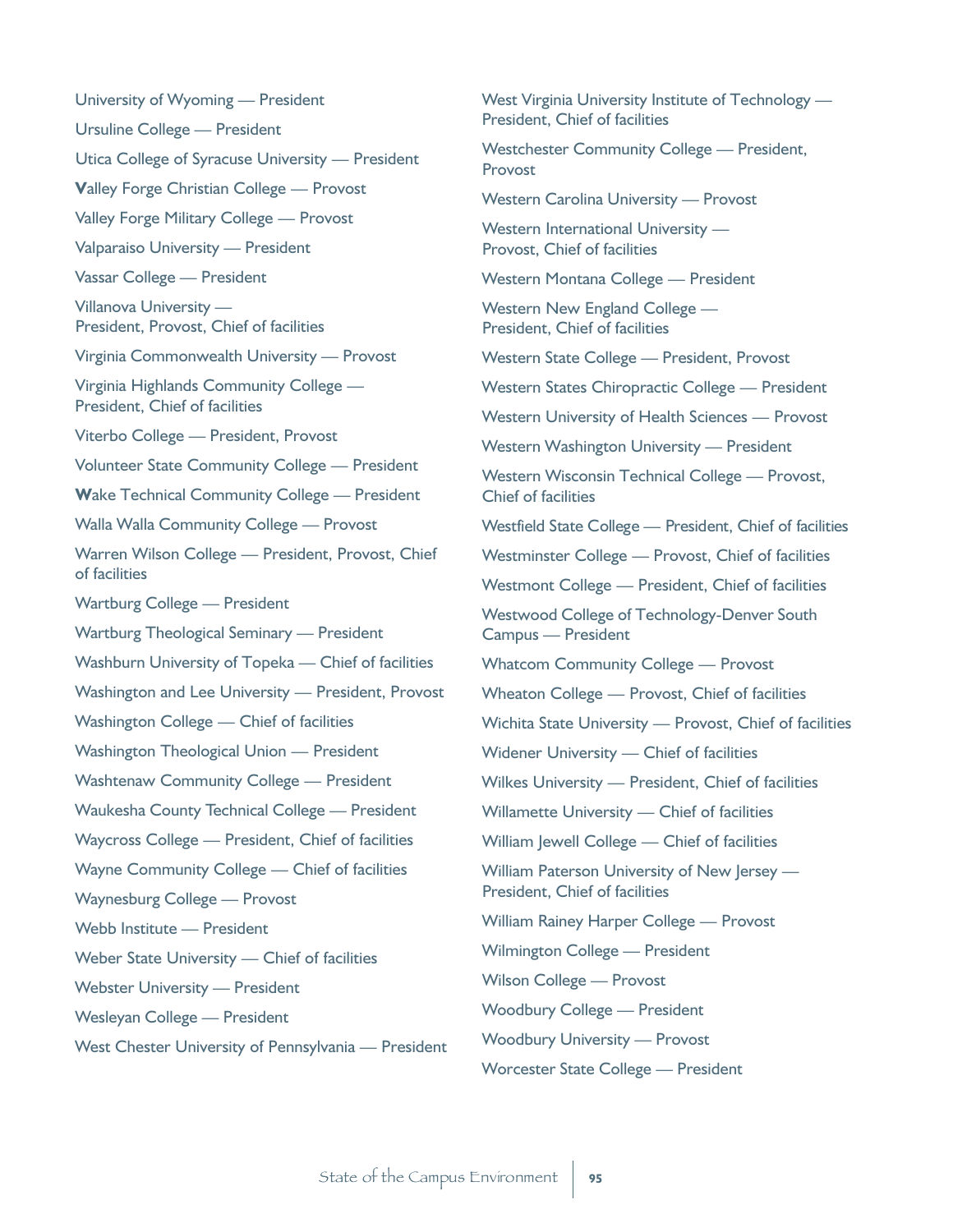University of Wyoming — President

Ursuline College — President

Utica College of Syracuse University — President

**V**alley Forge Christian College — Provost

Valley Forge Military College — Provost

Valparaiso University — President

Vassar College — President

Villanova University — President, Provost, Chief of facilities

Virginia Commonwealth University — Provost

Virginia Highlands Community College — President, Chief of facilities

Viterbo College — President, Provost

Volunteer State Community College — President

**W**ake Technical Community College — President

Walla Walla Community College — Provost

Warren Wilson College — President, Provost, Chief of facilities

Wartburg College — President

Wartburg Theological Seminary — President

Washburn University of Topeka — Chief of facilities

Washington and Lee University — President, Provost

Washington College — Chief of facilities

Washington Theological Union — President

Washtenaw Community College — President

Waukesha County Technical College — President

Waycross College — President, Chief of facilities

Wayne Community College — Chief of facilities

Waynesburg College — Provost

Webb Institute — President

Weber State University — Chief of facilities

Webster University — President

Wesleyan College — President

West Chester University of Pennsylvania — President

West Virginia University Institute of Technology — President, Chief of facilities

Westchester Community College — President, Provost

Western Carolina University — Provost

Western International University — Provost, Chief of facilities

Western Montana College — President

Western New England College — President, Chief of facilities

Western State College — President, Provost

Western States Chiropractic College — President

Western University of Health Sciences — Provost

Western Washington University — President

Western Wisconsin Technical College — Provost, Chief of facilities

Westfield State College — President, Chief of facilities

Westminster College — Provost, Chief of facilities

Westmont College — President, Chief of facilities

Westwood College of Technology-Denver South Campus — President

Whatcom Community College — Provost

Wheaton College — Provost, Chief of facilities

Wichita State University — Provost, Chief of facilities

Widener University — Chief of facilities

Wilkes University — President, Chief of facilities

Willamette University — Chief of facilities

William Jewell College — Chief of facilities

William Paterson University of New Jersey — President, Chief of facilities

William Rainey Harper College — Provost

Wilmington College — President

Wilson College — Provost

Woodbury College — President

Woodbury University — Provost

Worcester State College — President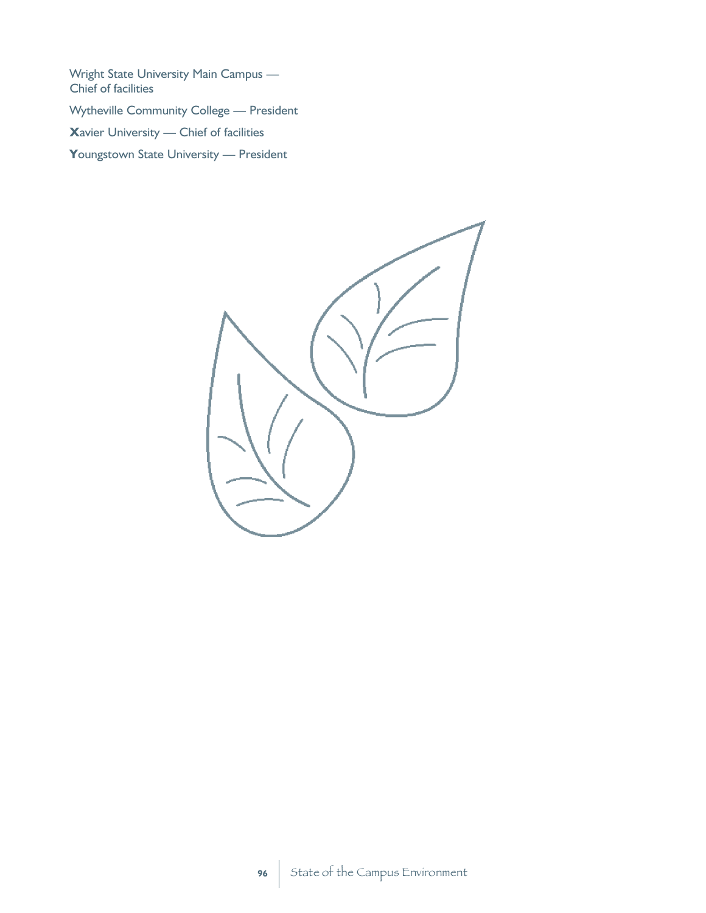Wright State University Main Campus — Chief of facilities

Wytheville Community College — President

**X**avier University — Chief of facilities

**Y**oungstown State University — President